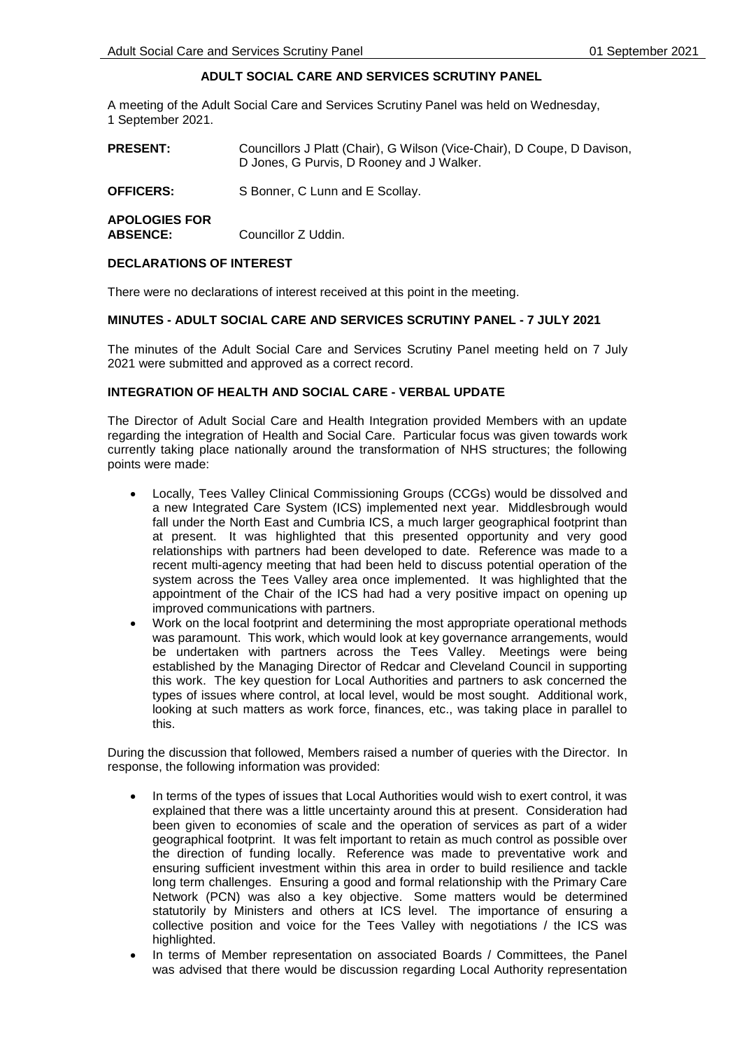# ADULT SOCIAL CARE AND SERVICES SCRUTINY PANEL

A meeting of the Adult Social Care and Services Scrutiny Panel was held on Wednesday, 1 September 2021.

**PRESENT:** Councillors J Platt (Chair), G Wilson (Vice-Chair), D Coupe, D Davison, D Jones, G Purvis, D Rooney and J Walker.

**OFFICERS:** S Bonner, C Lunn and E Scollay.

**APOLOGIES FOR ABSENCE:** Councillor Z Uddin.

## DECLARATIONS OF INTEREST

There were no declarations of interest received at this point in the meeting.

## MINUTES - ADULT SOCIAL CARE AND SERVICES SCRUTINY PANEL - 7 JULY 2021

The minutes of the Adult Social Care and Services Scrutiny Panel meeting held on 7 July 2021 were submitted and approved as a correct record.

## INTEGRATION OF HEALTH AND SOCIAL CARE - VERBAL UPDATE

The Director of Adult Social Care and Health Integration provided Members with an update regarding the integration of Health and Social Care. Particular focus was given towards work currently taking place nationally around the transformation of NHS structures; the following points were made:

- Locally, Tees Valley Clinical Commissioning Groups (CCGs) would be dissolved and a new Integrated Care System (ICS) implemented next year. Middlesbrough would fall under the North East and Cumbria ICS, a much larger geographical footprint than at present. It was highlighted that this presented opportunity and very good relationships with partners had been developed to date. Reference was made to a recent multi-agency meeting that had been held to discuss potential operation of the system across the Tees Valley area once implemented. It was highlighted that the appointment of the Chair of the ICS had had a very positive impact on opening up improved communications with partners.
- Work on the local footprint and determining the most appropriate operational methods was paramount. This work, which would look at key governance arrangements, would be undertaken with partners across the Tees Valley. Meetings were being established by the Managing Director of Redcar and Cleveland Council in supporting this work. The key question for Local Authorities and partners to ask concerned the types of issues where control, at local level, would be most sought. Additional work, looking at such matters as work force, finances, etc., was taking place in parallel to this.

During the discussion that followed, Members raised a number of queries with the Director. In response, the following information was provided:

- In terms of the types of issues that Local Authorities would wish to exert control, it was explained that there was a little uncertainty around this at present. Consideration had been given to economies of scale and the operation of services as part of a wider geographical footprint. It was felt important to retain as much control as possible over the direction of funding locally. Reference was made to preventative work and ensuring sufficient investment within this area in order to build resilience and tackle long term challenges. Ensuring a good and formal relationship with the Primary Care Network (PCN) was also a key objective. Some matters would be determined statutorily by Ministers and others at ICS level. The importance of ensuring a collective position and voice for the Tees Valley with negotiations / the ICS was highlighted.
- In terms of Member representation on associated Boards / Committees, the Panel was advised that there would be discussion regarding Local Authority representation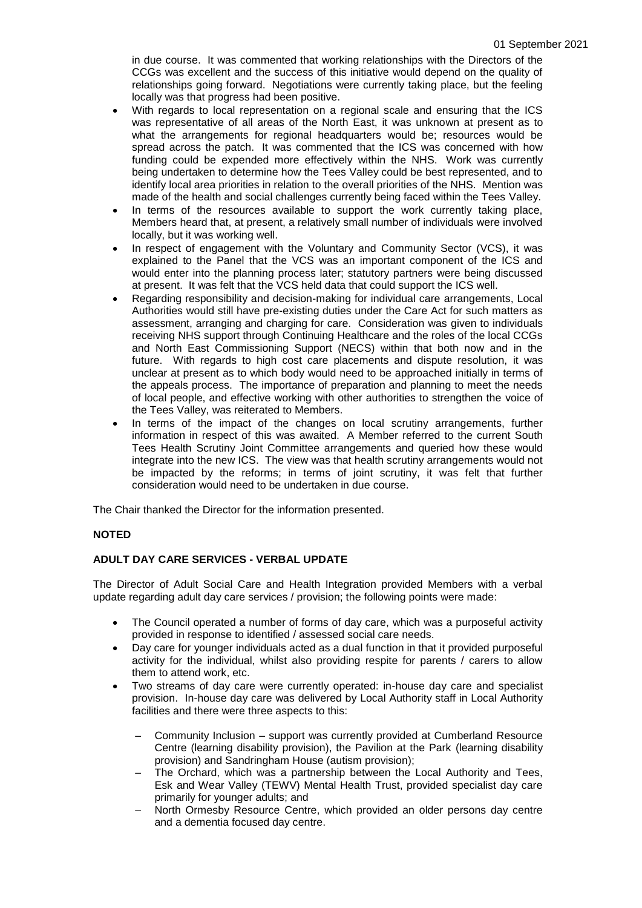in due course. It was commented that working relationships with the Directors of the CCGs was excellent and the success of this initiative would depend on the quality of relationships going forward. Negotiations were currently taking place, but the feeling locally was that progress had been positive.

- With regards to local representation on a regional scale and ensuring that the ICS was representative of all areas of the North East, it was unknown at present as to what the arrangements for regional headquarters would be; resources would be spread across the patch. It was commented that the ICS was concerned with how funding could be expended more effectively within the NHS. Work was currently being undertaken to determine how the Tees Valley could be best represented, and to identify local area priorities in relation to the overall priorities of the NHS. Mention was made of the health and social challenges currently being faced within the Tees Valley.
- In terms of the resources available to support the work currently taking place, Members heard that, at present, a relatively small number of individuals were involved locally, but it was working well.
- In respect of engagement with the Voluntary and Community Sector (VCS), it was explained to the Panel that the VCS was an important component of the ICS and would enter into the planning process later; statutory partners were being discussed at present. It was felt that the VCS held data that could support the ICS well.
- Regarding responsibility and decision-making for individual care arrangements, Local Authorities would still have pre-existing duties under the Care Act for such matters as assessment, arranging and charging for care. Consideration was given to individuals receiving NHS support through Continuing Healthcare and the roles of the local CCGs and North East Commissioning Support (NECS) within that both now and in the future. With regards to high cost care placements and dispute resolution, it was unclear at present as to which body would need to be approached initially in terms of the appeals process. The importance of preparation and planning to meet the needs of local people, and effective working with other authorities to strengthen the voice of the Tees Valley, was reiterated to Members.
- In terms of the impact of the changes on local scrutiny arrangements, further information in respect of this was awaited. A Member referred to the current South Tees Health Scrutiny Joint Committee arrangements and queried how these would integrate into the new ICS. The view was that health scrutiny arrangements would not be impacted by the reforms; in terms of joint scrutiny, it was felt that further consideration would need to be undertaken in due course.

The Chair thanked the Director for the information presented.

**NOTED**

**ADULT DAY CARE SERVICES - VERBAL UPDATE**

The Director of Adult Social Care and Health Integration provided Members with a verbal update regarding adult day care services / provision; the following points were made:

- The Council operated a number of forms of day care, which was a purposeful activity provided in response to identified / assessed social care needs.
- Day care for younger individuals acted as a dual function in that it provided purposeful activity for the individual, whilst also providing respite for parents / carers to allow them to attend work, etc.
- Two streams of day care were currently operated: in-house day care and specialist provision. In-house day care was delivered by Local Authority staff in Local Authority facilities and there were three aspects to this:
  - Community Inclusion – support was currently provided at Cumberland Resource Centre (learning disability provision), the Pavilion at the Park (learning disability provision) and Sandringham House (autism provision);
  - The Orchard, which was a partnership between the Local Authority and Tees, Esk and Wear Valley (TEWV) Mental Health Trust, provided specialist day care primarily for younger adults; and
  - North Ormesby Resource Centre, which provided an older persons day centre and a dementia focused day centre.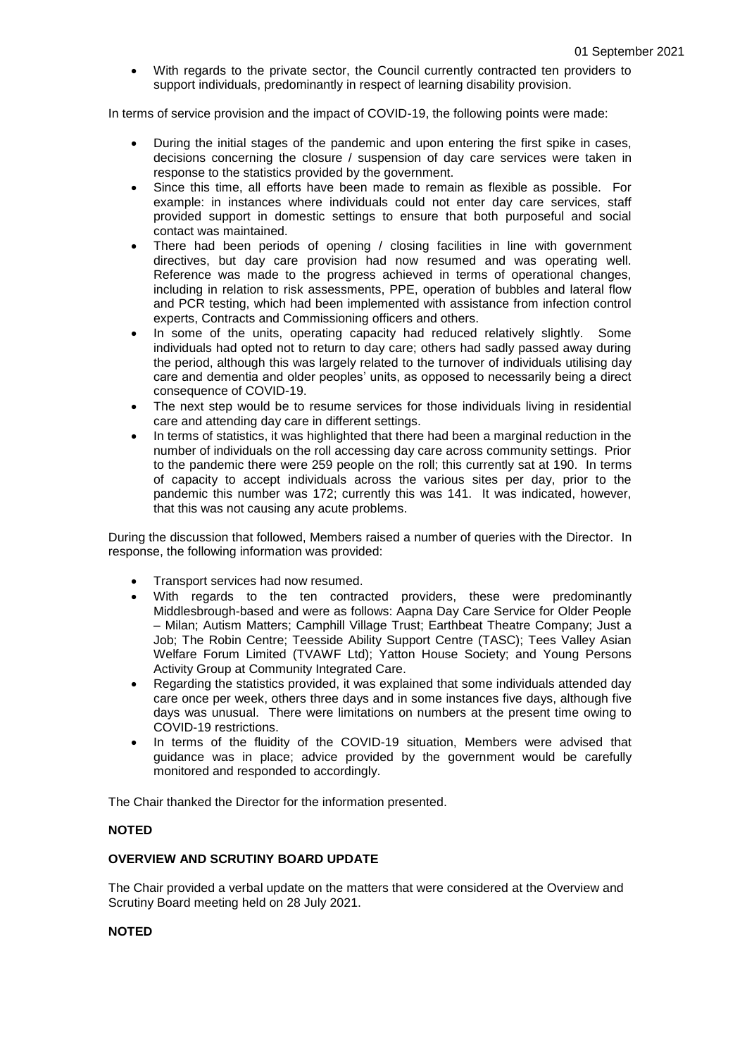- With regards to the private sector, the Council currently contracted ten providers to support individuals, predominantly in respect of learning disability provision.

In terms of service provision and the impact of COVID-19, the following points were made:

- During the initial stages of the pandemic and upon entering the first spike in cases, decisions concerning the closure / suspension of day care services were taken in response to the statistics provided by the government.
- Since this time, all efforts have been made to remain as flexible as possible. For example: in instances where individuals could not enter day care services, staff provided support in domestic settings to ensure that both purposeful and social contact was maintained.
- There had been periods of opening / closing facilities in line with government directives, but day care provision had now resumed and was operating well. Reference was made to the progress achieved in terms of operational changes, including in relation to risk assessments, PPE, operation of bubbles and lateral flow and PCR testing, which had been implemented with assistance from infection control experts, Contracts and Commissioning officers and others.
- In some of the units, operating capacity had reduced relatively slightly. Some individuals had opted not to return to day care; others had sadly passed away during the period, although this was largely related to the turnover of individuals utilising day care and dementia and older peoples' units, as opposed to necessarily being a direct consequence of COVID-19.
- The next step would be to resume services for those individuals living in residential care and attending day care in different settings.
- In terms of statistics, it was highlighted that there had been a marginal reduction in the number of individuals on the roll accessing day care across community settings. Prior to the pandemic there were 259 people on the roll; this currently sat at 190. In terms of capacity to accept individuals across the various sites per day, prior to the pandemic this number was 172; currently this was 141. It was indicated, however, that this was not causing any acute problems.

During the discussion that followed, Members raised a number of queries with the Director. In response, the following information was provided:

- Transport services had now resumed.
- With regards to the ten contracted providers, these were predominantly Middlesbrough-based and were as follows: Aapna Day Care Service for Older People – Milan; Autism Matters; Camphill Village Trust; Earthbeat Theatre Company; Just a Job; The Robin Centre; Teesside Ability Support Centre (TASC); Tees Valley Asian Welfare Forum Limited (TVAWF Ltd); Yatton House Society; and Young Persons Activity Group at Community Integrated Care.
- Regarding the statistics provided, it was explained that some individuals attended day care once per week, others three days and in some instances five days, although five days was unusual. There were limitations on numbers at the present time owing to COVID-19 restrictions.
- In terms of the fluidity of the COVID-19 situation, Members were advised that guidance was in place; advice provided by the government would be carefully monitored and responded to accordingly.

The Chair thanked the Director for the information presented.

**NOTED**

**OVERVIEW AND SCRUTINY BOARD UPDATE**

The Chair provided a verbal update on the matters that were considered at the Overview and Scrutiny Board meeting held on 28 July 2021.

**NOTED**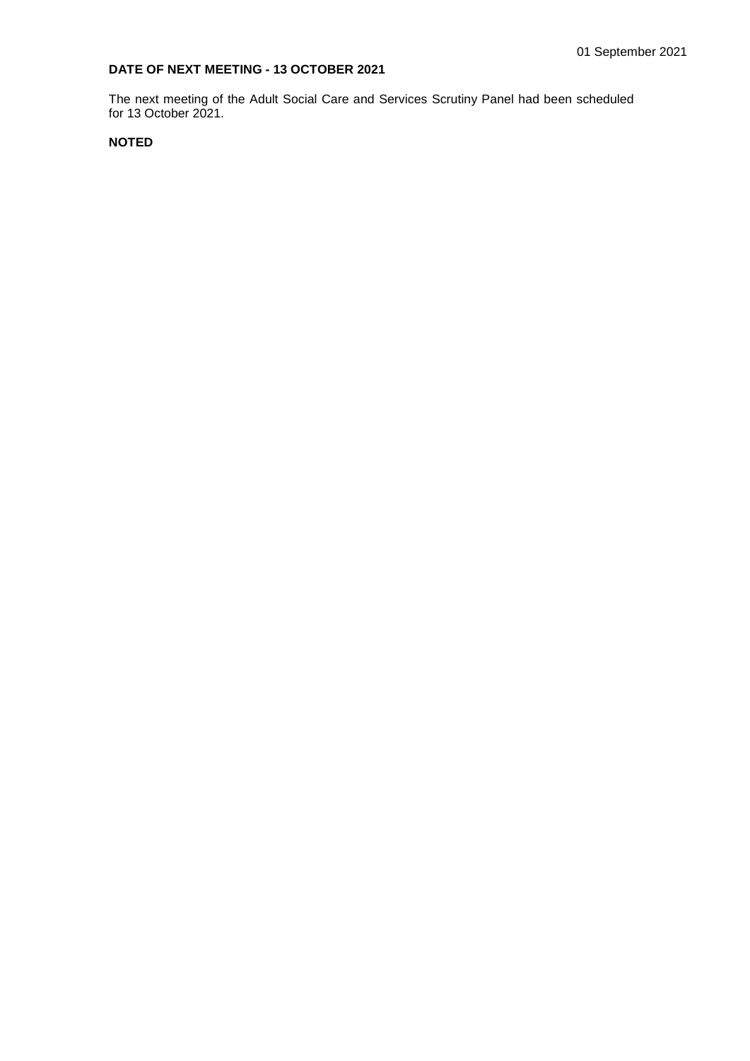## DATE OF NEXT MEETING - 13 OCTOBER 2021

The next meeting of the Adult Social Care and Services Scrutiny Panel had been scheduled for 13 October 2021.

**NOTED**